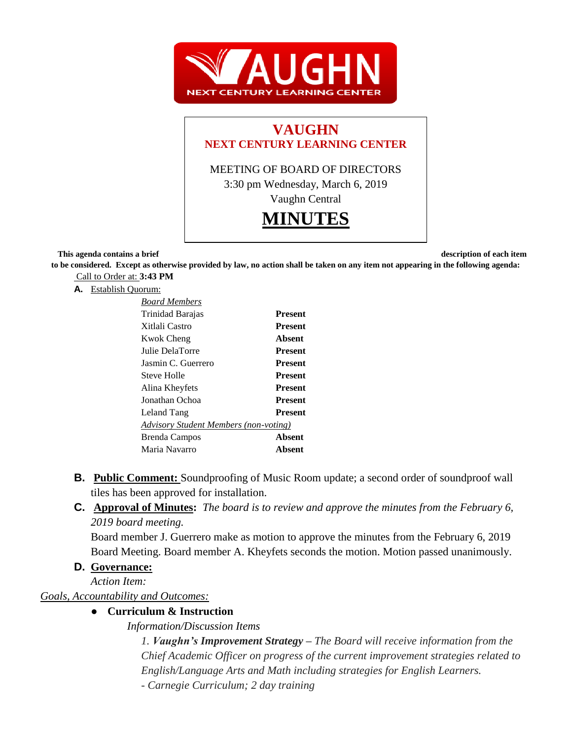# VAUGHN
## NEXT CENTURY LEARNING CENTER

MEETING OF BOARD OF DIRECTORS
3:30 pm Wednesday, March 6, 2019
Vaughn Central

# MINUTES

**This agenda contains a brief description of each item to be considered. Except as otherwise provided by law, no action shall be taken on any item not appearing in the following agenda:**

Call to Order at: **3:43 PM**

**A.** Establish Quorum:

| *Board Members* | |
|---|---|
| Trinidad Barajas | **Present** |
| Xitlali Castro | **Present** |
| Kwok Cheng | **Absent** |
| Julie DelaTorre | **Present** |
| Jasmin C. Guerrero | **Present** |
| Steve Holle | **Present** |
| Alina Kheyfets | **Present** |
| Jonathan Ochoa | **Present** |
| Leland Tang | **Present** |
| *Advisory Student Members (non-voting)* | |
| Brenda Campos | **Absent** |
| Maria Navarro | **Absent** |

**B. Public Comment:** Soundproofing of Music Room update; a second order of soundproof wall tiles has been approved for installation.

**C. Approval of Minutes:** *The board is to review and approve the minutes from the February 6, 2019 board meeting.*

Board member J. Guerrero make as motion to approve the minutes from the February 6, 2019 Board Meeting. Board member A. Kheyfets seconds the motion. Motion passed unanimously.

**D. Governance:**

*Action Item:*

*Goals, Accountability and Outcomes:*

- **Curriculum & Instruction**

  *Information/Discussion Items*

  *1. **Vaughn's Improvement Strategy** – The Board will receive information from the Chief Academic Officer on progress of the current improvement strategies related to English/Language Arts and Math including strategies for English Learners.*

  *- Carnegie Curriculum; 2 day training*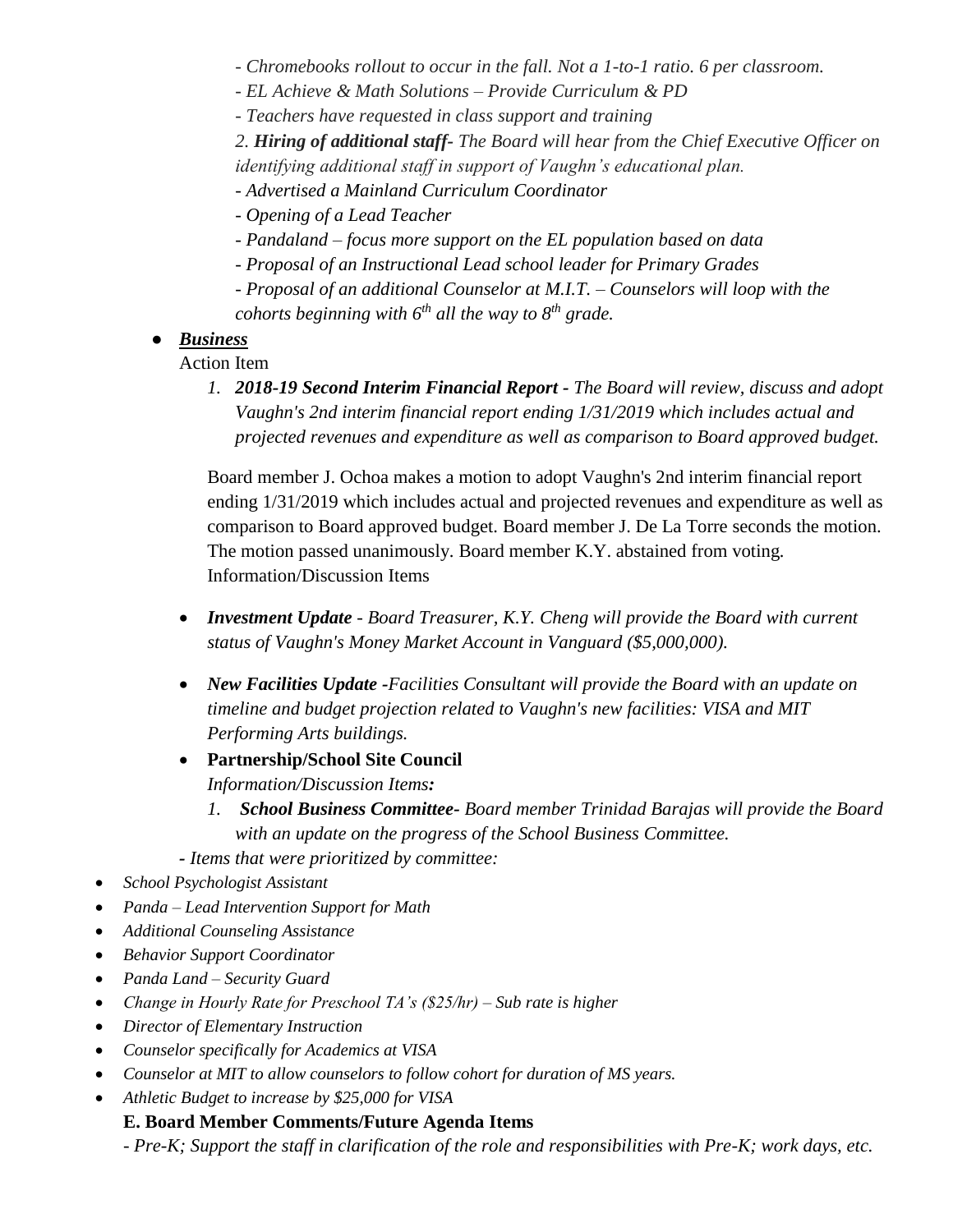*- Chromebooks rollout to occur in the fall. Not a 1-to-1 ratio. 6 per classroom.*

*- EL Achieve & Math Solutions – Provide Curriculum & PD*

*- Teachers have requested in class support and training*

*2. **Hiring of additional staff**- The Board will hear from the Chief Executive Officer on identifying additional staff in support of Vaughn's educational plan.*

*- Advertised a Mainland Curriculum Coordinator*

*- Opening of a Lead Teacher*

*- Pandaland – focus more support on the EL population based on data*

*- Proposal of an Instructional Lead school leader for Primary Grades*

*- Proposal of an additional Counselor at M.I.T. – Counselors will loop with the cohorts beginning with 6th all the way to 8th grade.*

- ***Business***

  Action Item

  1. ***2018-19 Second Interim Financial Report** - The Board will review, discuss and adopt Vaughn's 2nd interim financial report ending 1/31/2019 which includes actual and projected revenues and expenditure as well as comparison to Board approved budget.*

  Board member J. Ochoa makes a motion to adopt Vaughn's 2nd interim financial report ending 1/31/2019 which includes actual and projected revenues and expenditure as well as comparison to Board approved budget. Board member J. De La Torre seconds the motion. The motion passed unanimously. Board member K.Y. abstained from voting.

  Information/Discussion Items

  - ***Investment Update** - Board Treasurer, K.Y. Cheng will provide the Board with current status of Vaughn's Money Market Account in Vanguard ($5,000,000).*

  - ***New Facilities Update** -Facilities Consultant will provide the Board with an update on timeline and budget projection related to Vaughn's new facilities: VISA and MIT Performing Arts buildings.*

  - **Partnership/School Site Council**

    *Information/Discussion Items:*

    1. ***School Business Committee**- Board member Trinidad Barajas will provide the Board with an update on the progress of the School Business Committee.*

  *- Items that were prioritized by committee:*

- *School Psychologist Assistant*
- *Panda – Lead Intervention Support for Math*
- *Additional Counseling Assistance*
- *Behavior Support Coordinator*
- *Panda Land – Security Guard*
- *Change in Hourly Rate for Preschool TA's ($25/hr) – Sub rate is higher*
- *Director of Elementary Instruction*
- *Counselor specifically for Academics at VISA*
- *Counselor at MIT to allow counselors to follow cohort for duration of MS years.*
- *Athletic Budget to increase by $25,000 for VISA*

**E. Board Member Comments/Future Agenda Items**

*- Pre-K; Support the staff in clarification of the role and responsibilities with Pre-K; work days, etc.*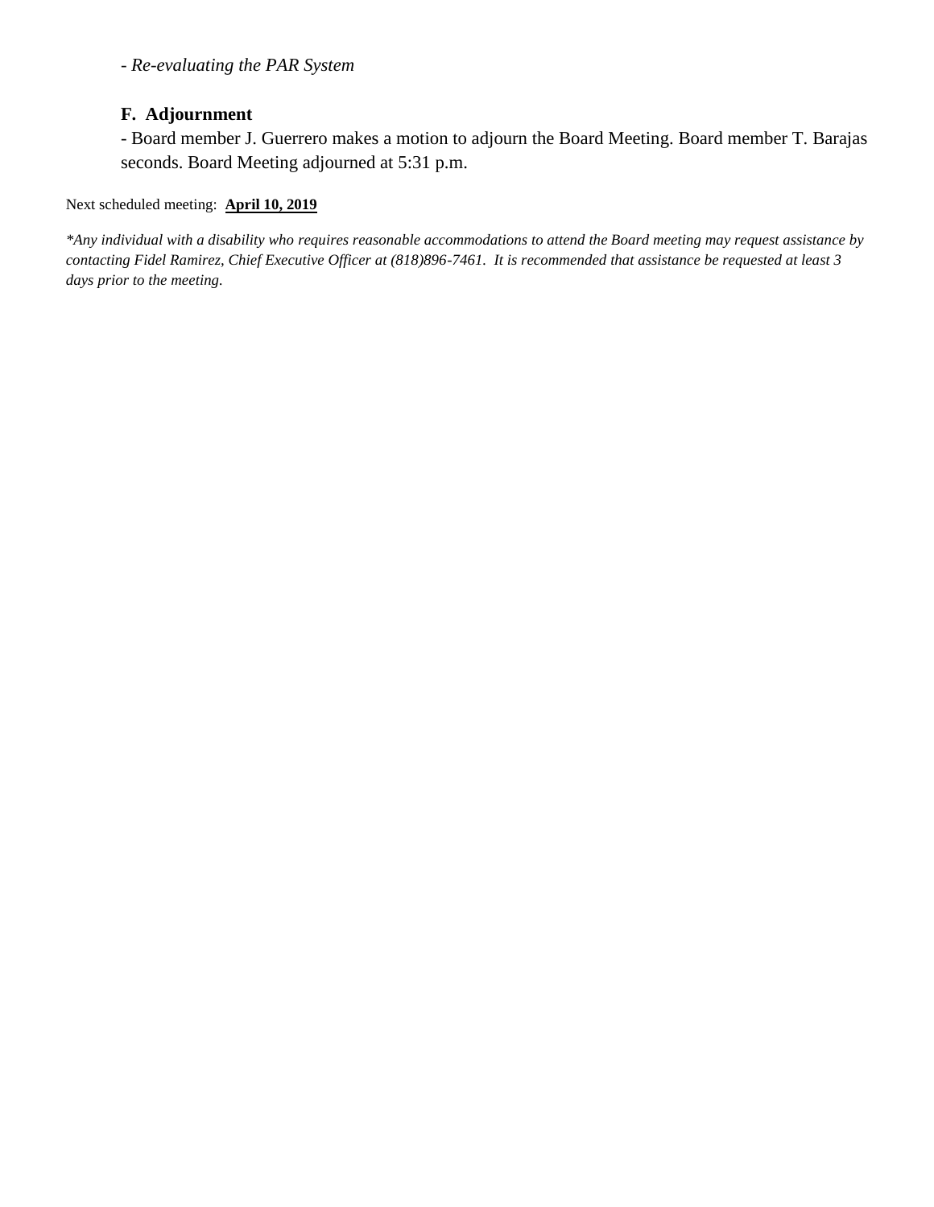- *Re-evaluating the PAR System*

### F. Adjournment

- Board member J. Guerrero makes a motion to adjourn the Board Meeting. Board member T. Barajas seconds. Board Meeting adjourned at 5:31 p.m.

Next scheduled meeting: **April 10, 2019**

**

*\*Any individual with a disability who requires reasonable accommodations to attend the Board meeting may request assistance by contacting Fidel Ramirez, Chief Executive Officer at (818)896-7461. It is recommended that assistance be requested at least 3 days prior to the meeting.*